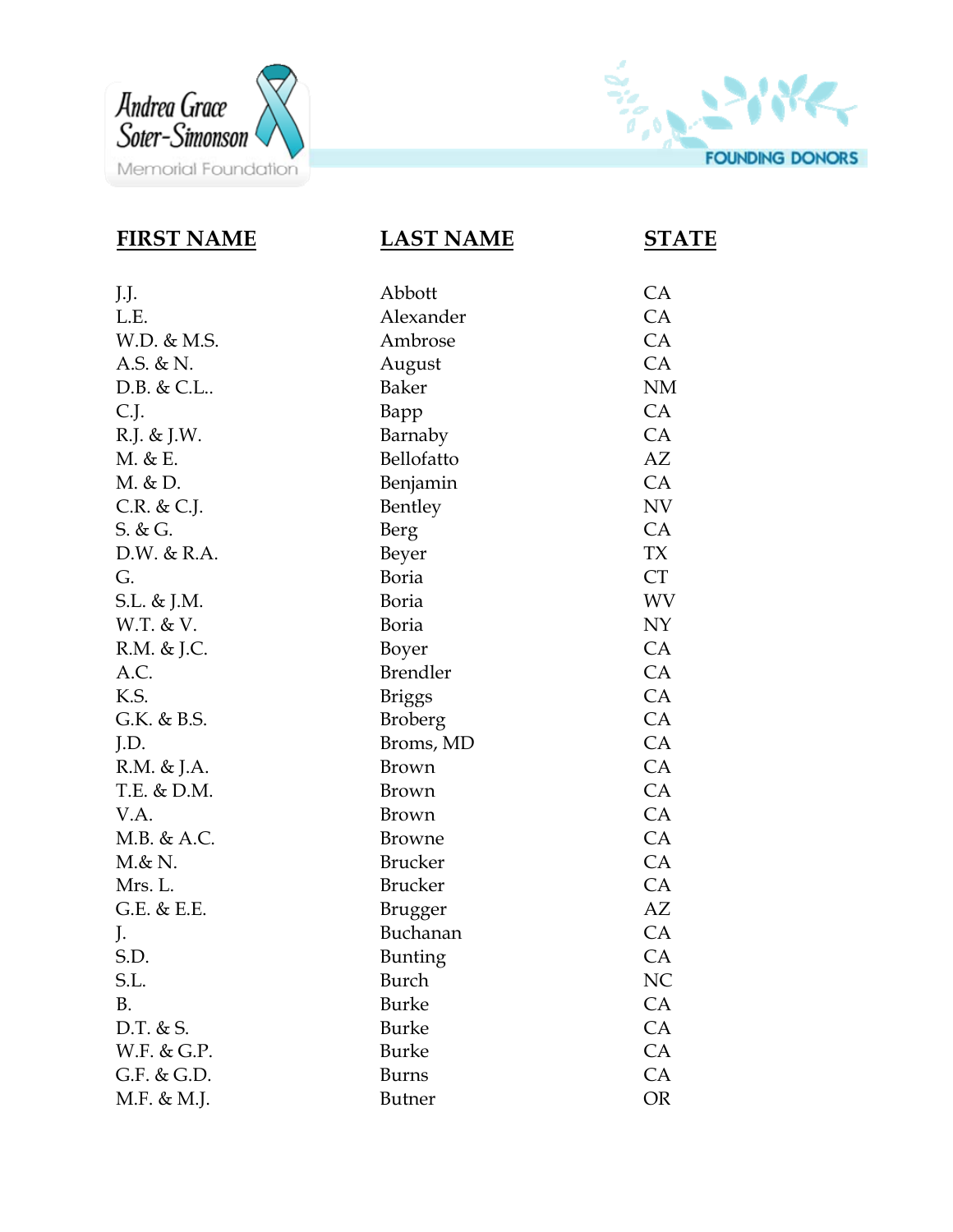Andrea Grace Soter-Simonson Memorial Foundation

FOUNDING DONORS

| FIRST NAME | LAST NAME | STATE |
|---|---|---|
| J.J. | Abbott | CA |
| L.E. | Alexander | CA |
| W.D. & M.S. | Ambrose | CA |
| A.S. & N. | August | CA |
| D.B. & C.L.. | Baker | NM |
| C.J. | Bapp | CA |
| R.J. & J.W. | Barnaby | CA |
| M. & E. | Bellofatto | AZ |
| M. & D. | Benjamin | CA |
| C.R. & C.J. | Bentley | NV |
| S. & G. | Berg | CA |
| D.W. & R.A. | Beyer | TX |
| G. | Boria | CT |
| S.L. & J.M. | Boria | WV |
| W.T. & V. | Boria | NY |
| R.M. & J.C. | Boyer | CA |
| A.C. | Brendler | CA |
| K.S. | Briggs | CA |
| G.K. & B.S. | Broberg | CA |
| J.D. | Broms, MD | CA |
| R.M. & J.A. | Brown | CA |
| T.E. & D.M. | Brown | CA |
| V.A. | Brown | CA |
| M.B. & A.C. | Browne | CA |
| M.& N. | Brucker | CA |
| Mrs. L. | Brucker | CA |
| G.E. & E.E. | Brugger | AZ |
| J. | Buchanan | CA |
| S.D. | Bunting | CA |
| S.L. | Burch | NC |
| B. | Burke | CA |
| D.T. & S. | Burke | CA |
| W.F. & G.P. | Burke | CA |
| G.F. & G.D. | Burns | CA |
| M.F. & M.J. | Butner | OR |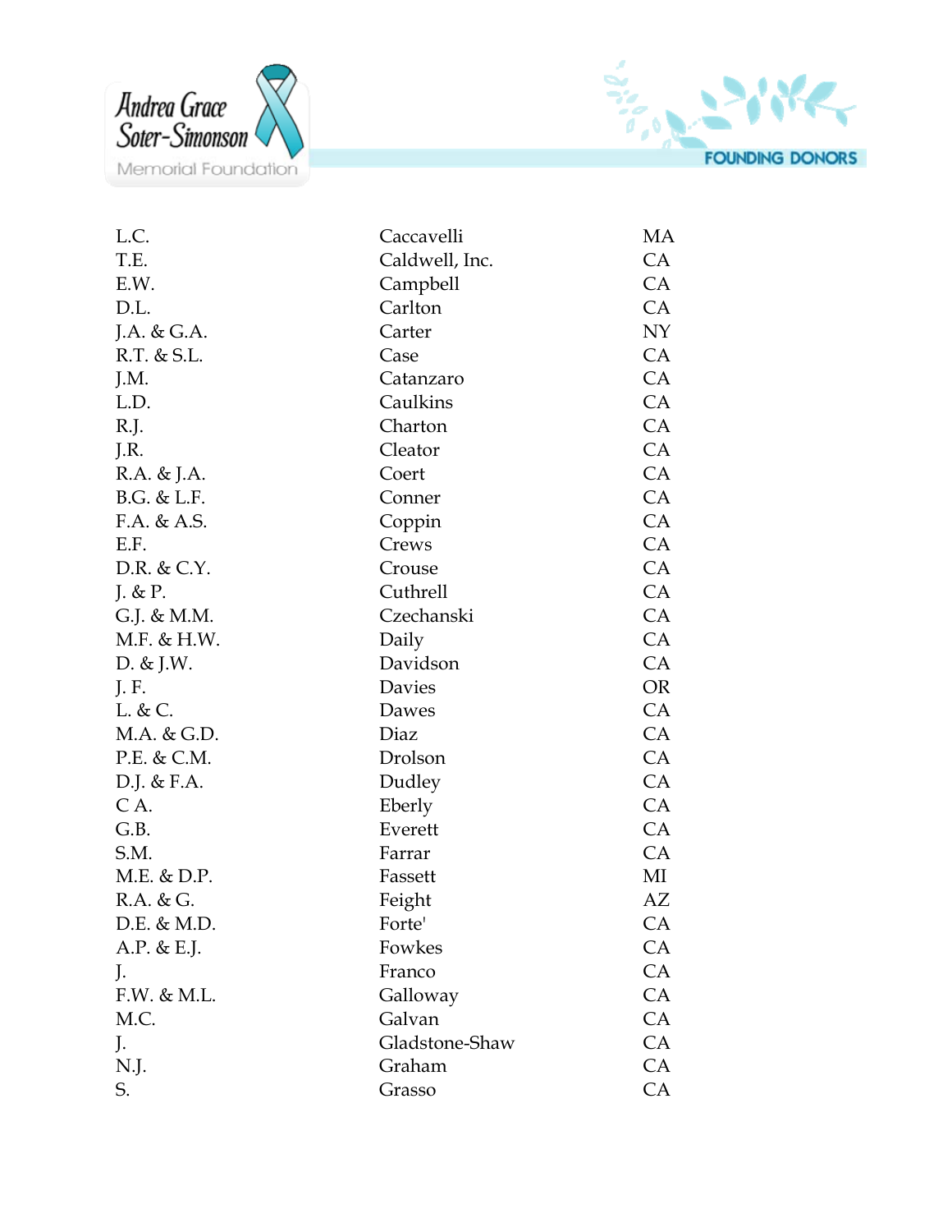| | | |
|---|---|---|
| L.C. | Caccavelli | MA |
| T.E. | Caldwell, Inc. | CA |
| E.W. | Campbell | CA |
| D.L. | Carlton | CA |
| J.A. & G.A. | Carter | NY |
| R.T. & S.L. | Case | CA |
| J.M. | Catanzaro | CA |
| L.D. | Caulkins | CA |
| R.J. | Charton | CA |
| J.R. | Cleator | CA |
| R.A. & J.A. | Coert | CA |
| B.G. & L.F. | Conner | CA |
| F.A. & A.S. | Coppin | CA |
| E.F. | Crews | CA |
| D.R. & C.Y. | Crouse | CA |
| J. & P. | Cuthrell | CA |
| G.J. & M.M. | Czechanski | CA |
| M.F. & H.W. | Daily | CA |
| D. & J.W. | Davidson | CA |
| J. F. | Davies | OR |
| L. & C. | Dawes | CA |
| M.A. & G.D. | Diaz | CA |
| P.E. & C.M. | Drolson | CA |
| D.J. & F.A. | Dudley | CA |
| C A. | Eberly | CA |
| G.B. | Everett | CA |
| S.M. | Farrar | CA |
| M.E. & D.P. | Fassett | MI |
| R.A. & G. | Feight | AZ |
| D.E. & M.D. | Forte' | CA |
| A.P. & E.J. | Fowkes | CA |
| J. | Franco | CA |
| F.W. & M.L. | Galloway | CA |
| M.C. | Galvan | CA |
| J. | Gladstone-Shaw | CA |
| N.J. | Graham | CA |
| S. | Grasso | CA |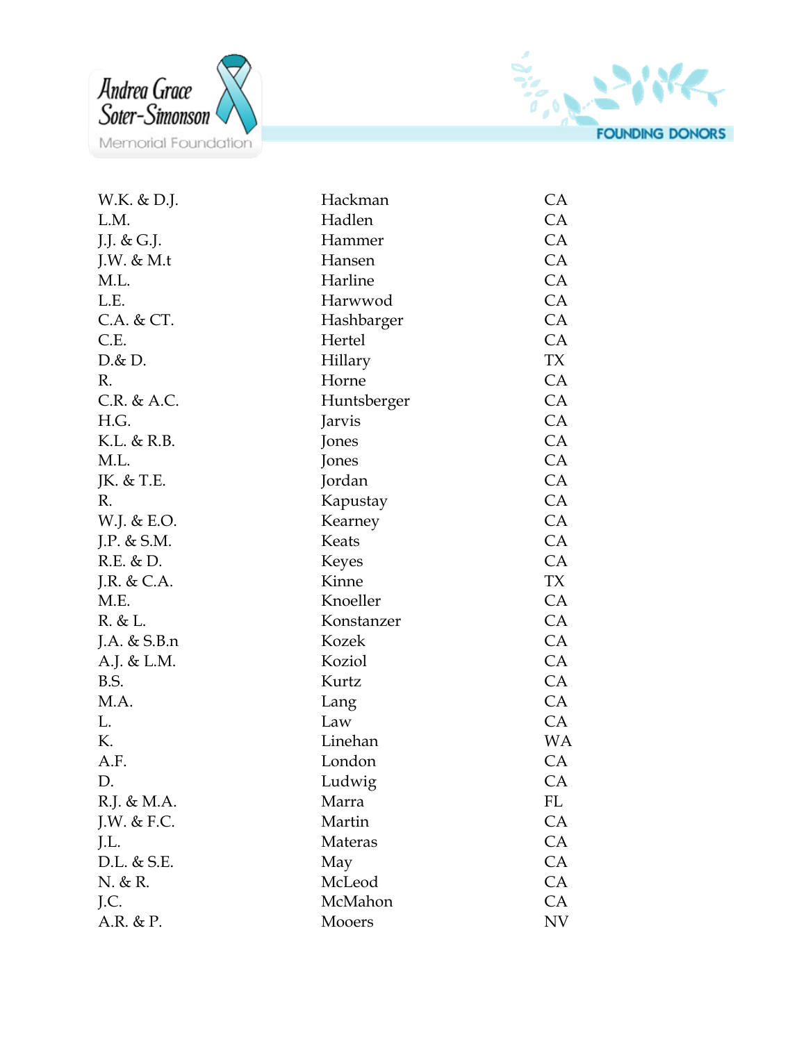Andrea Grace Soter-Simonson Memorial Foundation

FOUNDING DONORS

| | | |
|---|---|---|
| W.K. & D.J. | Hackman | CA |
| L.M. | Hadlen | CA |
| J.J. & G.J. | Hammer | CA |
| J.W. & M.t | Hansen | CA |
| M.L. | Harline | CA |
| L.E. | Harwwod | CA |
| C.A. & CT. | Hashbarger | CA |
| C.E. | Hertel | CA |
| D.& D. | Hillary | TX |
| R. | Horne | CA |
| C.R. & A.C. | Huntsberger | CA |
| H.G. | Jarvis | CA |
| K.L. & R.B. | Jones | CA |
| M.L. | Jones | CA |
| JK. & T.E. | Jordan | CA |
| R. | Kapustay | CA |
| W.J. & E.O. | Kearney | CA |
| J.P. & S.M. | Keats | CA |
| R.E. & D. | Keyes | CA |
| J.R. & C.A. | Kinne | TX |
| M.E. | Knoeller | CA |
| R. & L. | Konstanzer | CA |
| J.A. & S.B.n | Kozek | CA |
| A.J. & L.M. | Koziol | CA |
| B.S. | Kurtz | CA |
| M.A. | Lang | CA |
| L. | Law | CA |
| K. | Linehan | WA |
| A.F. | London | CA |
| D. | Ludwig | CA |
| R.J. & M.A. | Marra | FL |
| J.W. & F.C. | Martin | CA |
| J.L. | Materas | CA |
| D.L. & S.E. | May | CA |
| N. & R. | McLeod | CA |
| J.C. | McMahon | CA |
| A.R. & P. | Mooers | NV |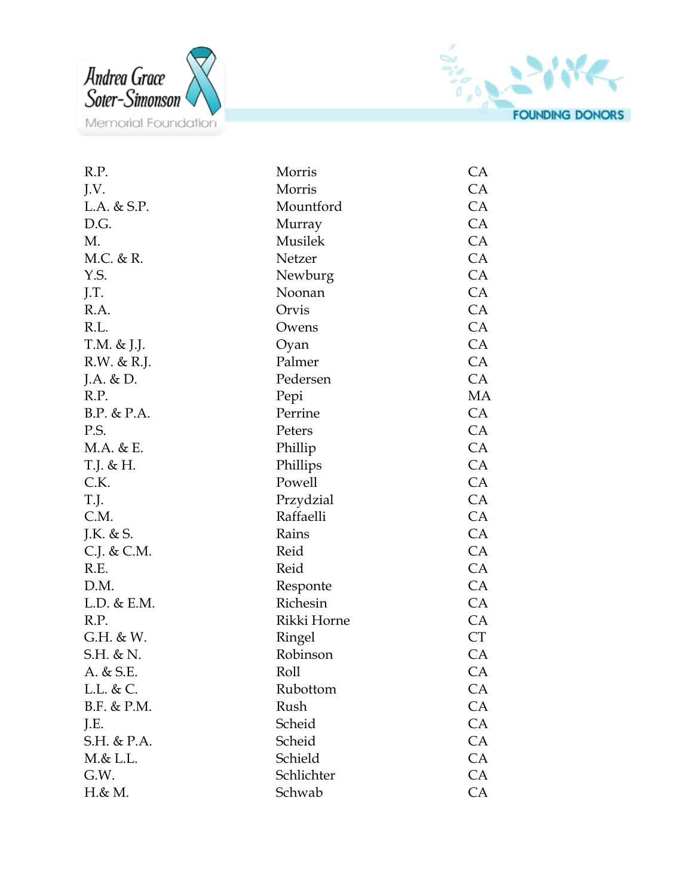Andrea Grace Soter-Simonson Memorial Foundation

**FOUNDING DONORS**

| | | |
|---|---|---|
| R.P. | Morris | CA |
| J.V. | Morris | CA |
| L.A. & S.P. | Mountford | CA |
| D.G. | Murray | CA |
| M. | Musilek | CA |
| M.C. & R. | Netzer | CA |
| Y.S. | Newburg | CA |
| J.T. | Noonan | CA |
| R.A. | Orvis | CA |
| R.L. | Owens | CA |
| T.M. & J.J. | Oyan | CA |
| R.W. & R.J. | Palmer | CA |
| J.A. & D. | Pedersen | CA |
| R.P. | Pepi | MA |
| B.P. & P.A. | Perrine | CA |
| P.S. | Peters | CA |
| M.A. & E. | Phillip | CA |
| T.J. & H. | Phillips | CA |
| C.K. | Powell | CA |
| T.J. | Przydzial | CA |
| C.M. | Raffaelli | CA |
| J.K. & S. | Rains | CA |
| C.J. & C.M. | Reid | CA |
| R.E. | Reid | CA |
| D.M. | Responte | CA |
| L.D. & E.M. | Richesin | CA |
| R.P. | Rikki Horne | CA |
| G.H. & W. | Ringel | CT |
| S.H. & N. | Robinson | CA |
| A. & S.E. | Roll | CA |
| L.L. & C. | Rubottom | CA |
| B.F. & P.M. | Rush | CA |
| J.E. | Scheid | CA |
| S.H. & P.A. | Scheid | CA |
| M.& L.L. | Schield | CA |
| G.W. | Schlichter | CA |
| H.& M. | Schwab | CA |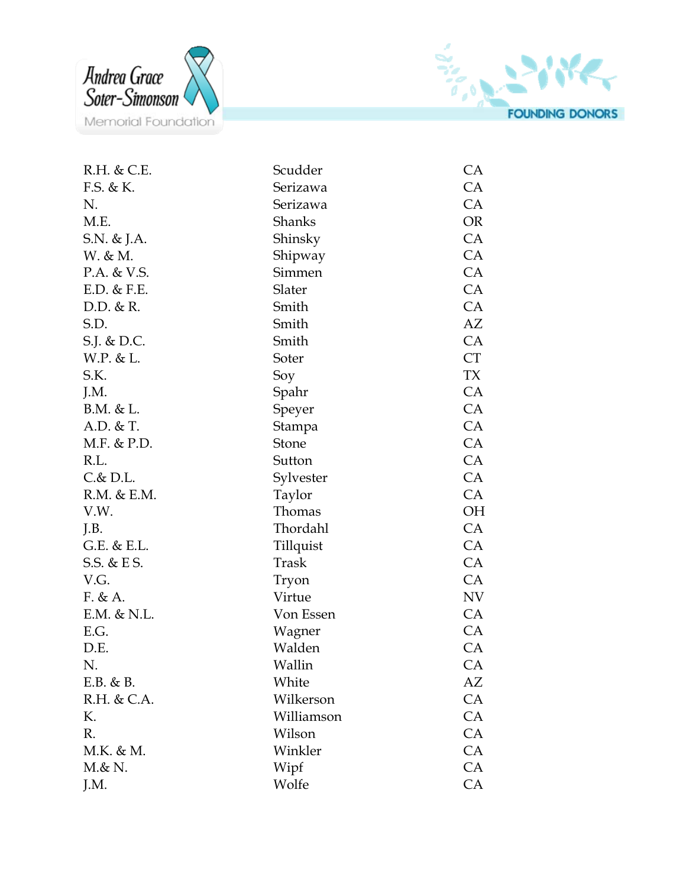Andrea Grace Soter-Simonson Memorial Foundation

**FOUNDING DONORS**

| | | |
|---|---|---|
| R.H. & C.E. | Scudder | CA |
| F.S. & K. | Serizawa | CA |
| N. | Serizawa | CA |
| M.E. | Shanks | OR |
| S.N. & J.A. | Shinsky | CA |
| W. & M. | Shipway | CA |
| P.A. & V.S. | Simmen | CA |
| E.D. & F.E. | Slater | CA |
| D.D. & R. | Smith | CA |
| S.D. | Smith | AZ |
| S.J. & D.C. | Smith | CA |
| W.P. & L. | Soter | CT |
| S.K. | Soy | TX |
| J.M. | Spahr | CA |
| B.M. & L. | Speyer | CA |
| A.D. & T. | Stampa | CA |
| M.F. & P.D. | Stone | CA |
| R.L. | Sutton | CA |
| C.& D.L. | Sylvester | CA |
| R.M. & E.M. | Taylor | CA |
| V.W. | Thomas | OH |
| J.B. | Thordahl | CA |
| G.E. & E.L. | Tillquist | CA |
| S.S. & E S. | Trask | CA |
| V.G. | Tryon | CA |
| F. & A. | Virtue | NV |
| E.M. & N.L. | Von Essen | CA |
| E.G. | Wagner | CA |
| D.E. | Walden | CA |
| N. | Wallin | CA |
| E.B. & B. | White | AZ |
| R.H. & C.A. | Wilkerson | CA |
| K. | Williamson | CA |
| R. | Wilson | CA |
| M.K. & M. | Winkler | CA |
| M.& N. | Wipf | CA |
| J.M. | Wolfe | CA |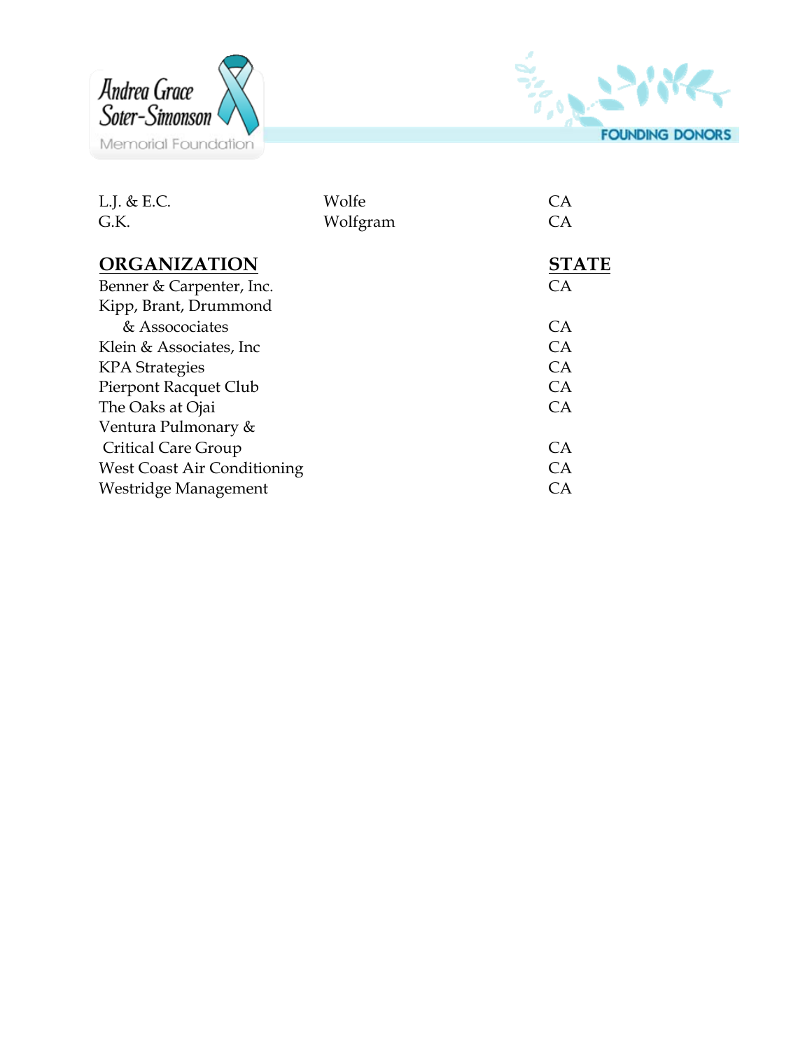| | | |
|---|---|---|
| L.J. & E.C. | Wolfe | CA |
| G.K. | Wolfgram | CA |

| **ORGANIZATION** | **STATE** |
|---|---|
| Benner & Carpenter, Inc. | CA |
| Kipp, Brant, Drummond & Assocociates | CA |
| Klein & Associates, Inc | CA |
| KPA Strategies | CA |
| Pierpont Racquet Club | CA |
| The Oaks at Ojai | CA |
| Ventura Pulmonary & Critical Care Group | CA |
| West Coast Air Conditioning | CA |
| Westridge Management | CA |